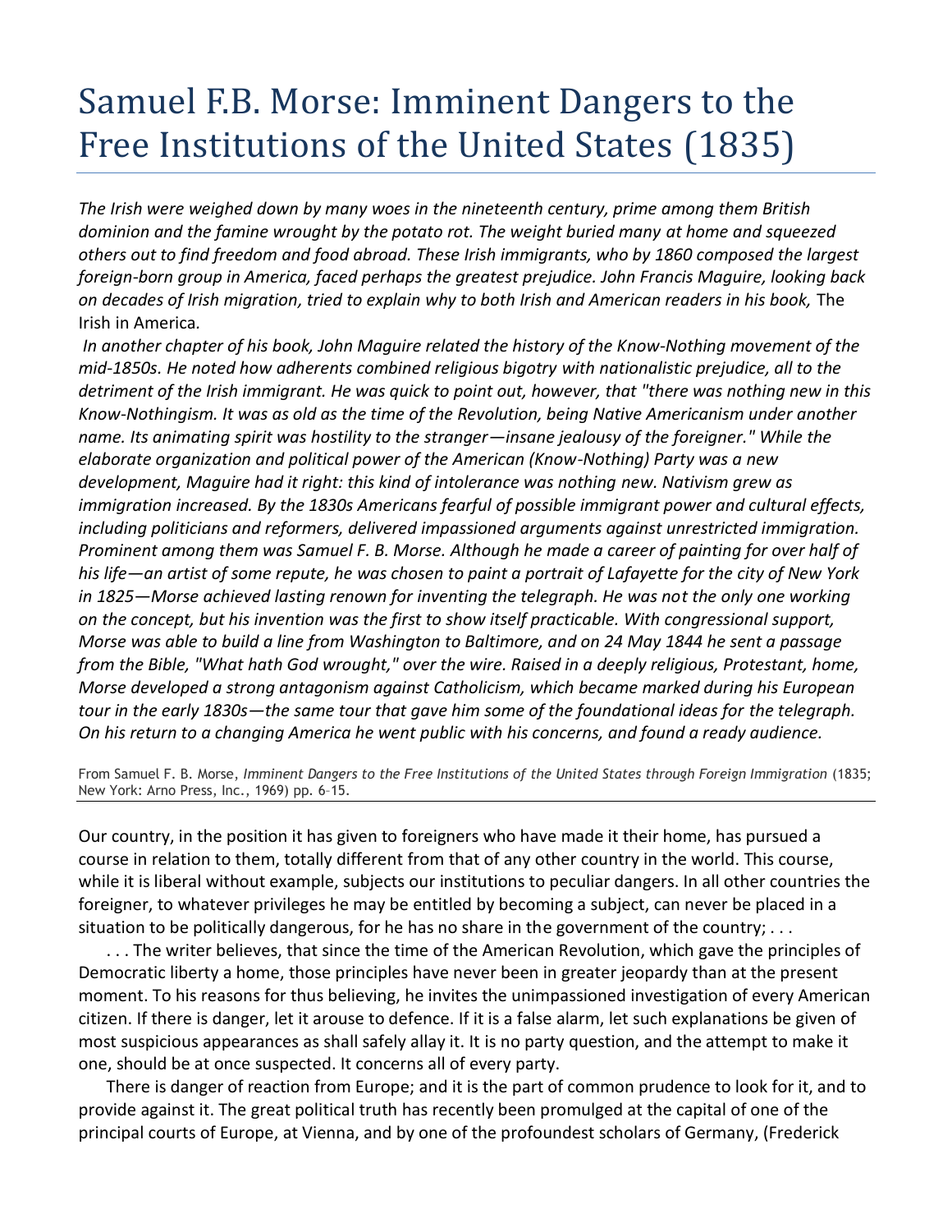# Samuel F.B. Morse: Imminent Dangers to the Free Institutions of the United States (1835)

*The Irish were weighed down by many woes in the nineteenth century, prime among them British dominion and the famine wrought by the potato rot. The weight buried many at home and squeezed others out to find freedom and food abroad. These Irish immigrants, who by 1860 composed the largest foreign-born group in America, faced perhaps the greatest prejudice. John Francis Maguire, looking back on decades of Irish migration, tried to explain why to both Irish and American readers in his book,* The Irish in America.

*In another chapter of his book, John Maguire related the history of the Know-Nothing movement of the mid-1850s. He noted how adherents combined religious bigotry with nationalistic prejudice, all to the detriment of the Irish immigrant. He was quick to point out, however, that "there was nothing new in this Know-Nothingism. It was as old as the time of the Revolution, being Native Americanism under another name. Its animating spirit was hostility to the stranger—insane jealousy of the foreigner." While the elaborate organization and political power of the American (Know-Nothing) Party was a new development, Maguire had it right: this kind of intolerance was nothing new. Nativism grew as immigration increased. By the 1830s Americans fearful of possible immigrant power and cultural effects, including politicians and reformers, delivered impassioned arguments against unrestricted immigration. Prominent among them was Samuel F. B. Morse. Although he made a career of painting for over half of his life—an artist of some repute, he was chosen to paint a portrait of Lafayette for the city of New York in 1825—Morse achieved lasting renown for inventing the telegraph. He was not the only one working on the concept, but his invention was the first to show itself practicable. With congressional support, Morse was able to build a line from Washington to Baltimore, and on 24 May 1844 he sent a passage from the Bible, "What hath God wrought," over the wire. Raised in a deeply religious, Protestant, home, Morse developed a strong antagonism against Catholicism, which became marked during his European tour in the early 1830s—the same tour that gave him some of the foundational ideas for the telegraph. On his return to a changing America he went public with his concerns, and found a ready audience.*

From Samuel F. B. Morse, *Imminent Dangers to the Free Institutions of the United States through Foreign Immigration* (1835; New York: Arno Press, Inc., 1969) pp. 6–15.

---

Our country, in the position it has given to foreigners who have made it their home, has pursued a course in relation to them, totally different from that of any other country in the world. This course, while it is liberal without example, subjects our institutions to peculiar dangers. In all other countries the foreigner, to whatever privileges he may be entitled by becoming a subject, can never be placed in a situation to be politically dangerous, for he has no share in the government of the country; . . .

. . . The writer believes, that since the time of the American Revolution, which gave the principles of Democratic liberty a home, those principles have never been in greater jeopardy than at the present moment. To his reasons for thus believing, he invites the unimpassioned investigation of every American citizen. If there is danger, let it arouse to defence. If it is a false alarm, let such explanations be given of most suspicious appearances as shall safely allay it. It is no party question, and the attempt to make it one, should be at once suspected. It concerns all of every party.

There is danger of reaction from Europe; and it is the part of common prudence to look for it, and to provide against it. The great political truth has recently been promulged at the capital of one of the principal courts of Europe, at Vienna, and by one of the profoundest scholars of Germany, (Frederick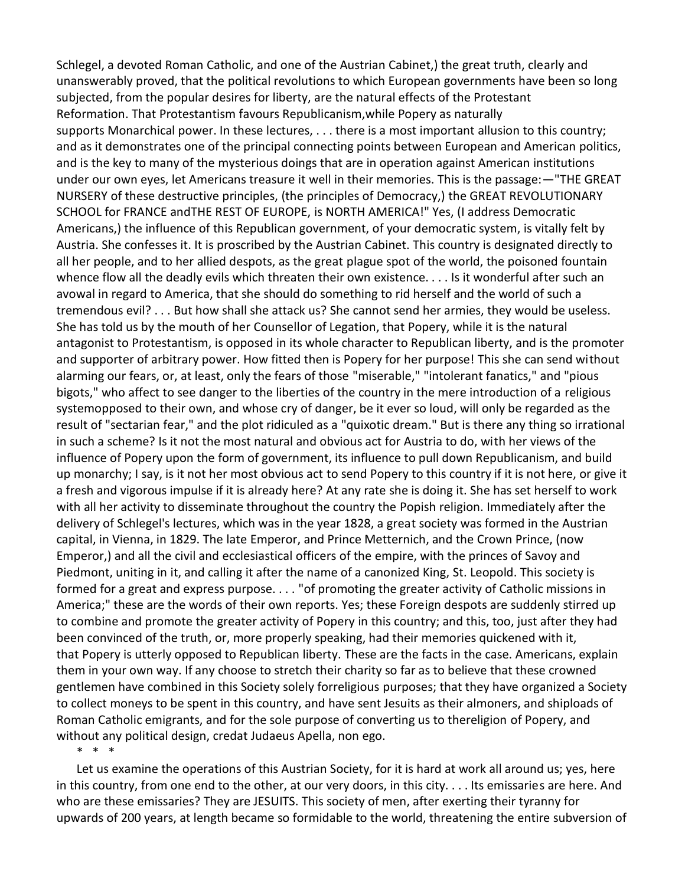Schlegel, a devoted Roman Catholic, and one of the Austrian Cabinet,) the great truth, clearly and unanswerably proved, that the political revolutions to which European governments have been so long subjected, from the popular desires for liberty, are the natural effects of the Protestant Reformation. That Protestantism favours Republicanism,while Popery as naturally supports Monarchical power. In these lectures, . . . there is a most important allusion to this country; and as it demonstrates one of the principal connecting points between European and American politics, and is the key to many of the mysterious doings that are in operation against American institutions under our own eyes, let Americans treasure it well in their memories. This is the passage:—"THE GREAT NURSERY of these destructive principles, (the principles of Democracy,) the GREAT REVOLUTIONARY SCHOOL for FRANCE andTHE REST OF EUROPE, is NORTH AMERICA!" Yes, (I address Democratic Americans,) the influence of this Republican government, of your democratic system, is vitally felt by Austria. She confesses it. It is proscribed by the Austrian Cabinet. This country is designated directly to all her people, and to her allied despots, as the great plague spot of the world, the poisoned fountain whence flow all the deadly evils which threaten their own existence. . . . Is it wonderful after such an avowal in regard to America, that she should do something to rid herself and the world of such a tremendous evil? . . . But how shall she attack us? She cannot send her armies, they would be useless. She has told us by the mouth of her Counsellor of Legation, that Popery, while it is the natural antagonist to Protestantism, is opposed in its whole character to Republican liberty, and is the promoter and supporter of arbitrary power. How fitted then is Popery for her purpose! This she can send without alarming our fears, or, at least, only the fears of those "miserable," "intolerant fanatics," and "pious bigots," who affect to see danger to the liberties of the country in the mere introduction of a religious systemopposed to their own, and whose cry of danger, be it ever so loud, will only be regarded as the result of "sectarian fear," and the plot ridiculed as a "quixotic dream." But is there any thing so irrational in such a scheme? Is it not the most natural and obvious act for Austria to do, with her views of the influence of Popery upon the form of government, its influence to pull down Republicanism, and build up monarchy; I say, is it not her most obvious act to send Popery to this country if it is not here, or give it a fresh and vigorous impulse if it is already here? At any rate she is doing it. She has set herself to work with all her activity to disseminate throughout the country the Popish religion. Immediately after the delivery of Schlegel's lectures, which was in the year 1828, a great society was formed in the Austrian capital, in Vienna, in 1829. The late Emperor, and Prince Metternich, and the Crown Prince, (now Emperor,) and all the civil and ecclesiastical officers of the empire, with the princes of Savoy and Piedmont, uniting in it, and calling it after the name of a canonized King, St. Leopold. This society is formed for a great and express purpose. . . . "of promoting the greater activity of Catholic missions in America;" these are the words of their own reports. Yes; these Foreign despots are suddenly stirred up to combine and promote the greater activity of Popery in this country; and this, too, just after they had been convinced of the truth, or, more properly speaking, had their memories quickened with it, that Popery is utterly opposed to Republican liberty. These are the facts in the case. Americans, explain them in your own way. If any choose to stretch their charity so far as to believe that these crowned gentlemen have combined in this Society solely forreligious purposes; that they have organized a Society to collect moneys to be spent in this country, and have sent Jesuits as their almoners, and shiploads of Roman Catholic emigrants, and for the sole purpose of converting us to thereligion of Popery, and without any political design, credat Judaeus Apella, non ego.

\* \* \*

Let us examine the operations of this Austrian Society, for it is hard at work all around us; yes, here in this country, from one end to the other, at our very doors, in this city. . . . Its emissaries are here. And who are these emissaries? They are JESUITS. This society of men, after exerting their tyranny for upwards of 200 years, at length became so formidable to the world, threatening the entire subversion of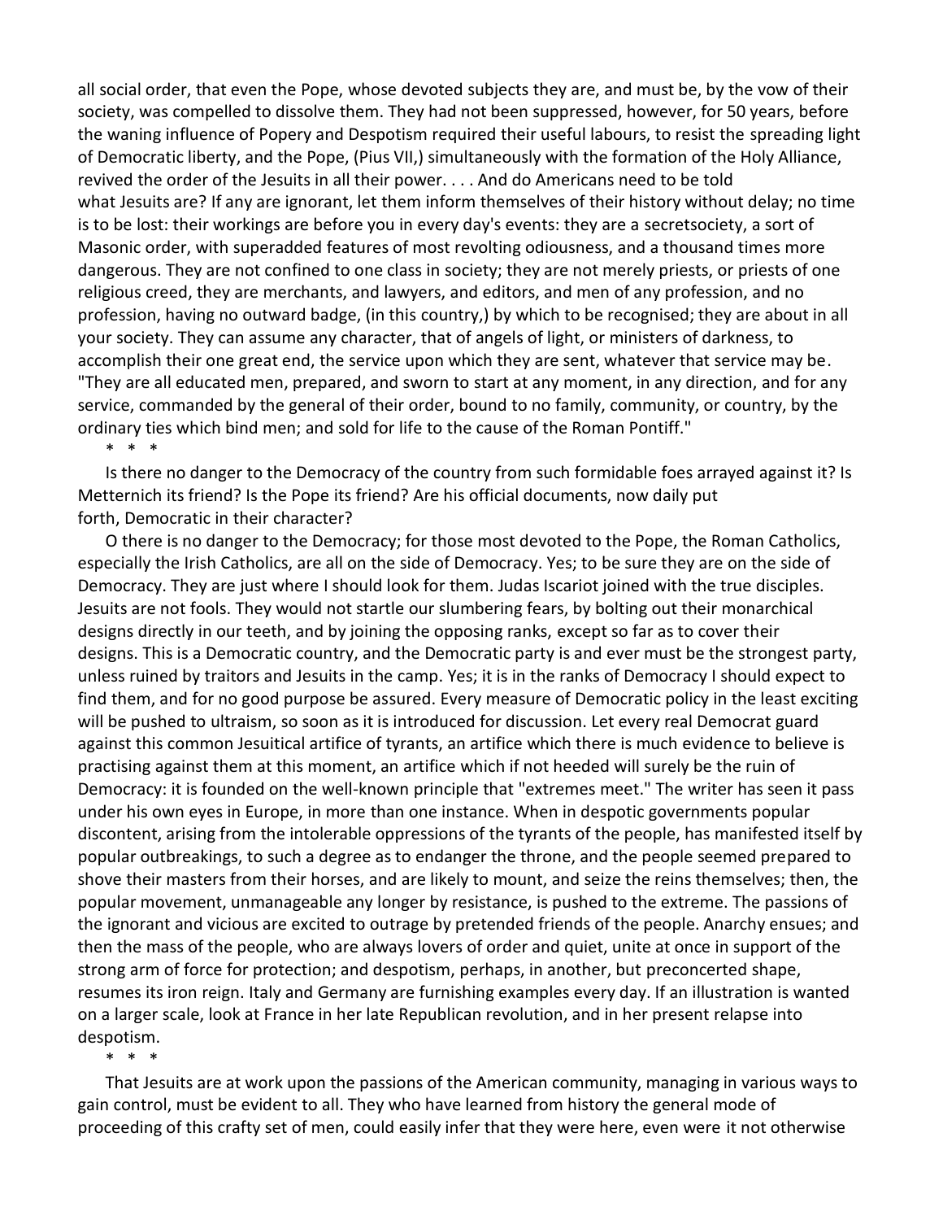all social order, that even the Pope, whose devoted subjects they are, and must be, by the vow of their society, was compelled to dissolve them. They had not been suppressed, however, for 50 years, before the waning influence of Popery and Despotism required their useful labours, to resist the spreading light of Democratic liberty, and the Pope, (Pius VII,) simultaneously with the formation of the Holy Alliance, revived the order of the Jesuits in all their power. . . . And do Americans need to be told what Jesuits are? If any are ignorant, let them inform themselves of their history without delay; no time is to be lost: their workings are before you in every day's events: they are a secretsociety, a sort of Masonic order, with superadded features of most revolting odiousness, and a thousand times more dangerous. They are not confined to one class in society; they are not merely priests, or priests of one religious creed, they are merchants, and lawyers, and editors, and men of any profession, and no profession, having no outward badge, (in this country,) by which to be recognised; they are about in all your society. They can assume any character, that of angels of light, or ministers of darkness, to accomplish their one great end, the service upon which they are sent, whatever that service may be. "They are all educated men, prepared, and sworn to start at any moment, in any direction, and for any service, commanded by the general of their order, bound to no family, community, or country, by the ordinary ties which bind men; and sold for life to the cause of the Roman Pontiff."

\* \* \*

Is there no danger to the Democracy of the country from such formidable foes arrayed against it? Is Metternich its friend? Is the Pope its friend? Are his official documents, now daily put forth, Democratic in their character?

O there is no danger to the Democracy; for those most devoted to the Pope, the Roman Catholics, especially the Irish Catholics, are all on the side of Democracy. Yes; to be sure they are on the side of Democracy. They are just where I should look for them. Judas Iscariot joined with the true disciples. Jesuits are not fools. They would not startle our slumbering fears, by bolting out their monarchical designs directly in our teeth, and by joining the opposing ranks, except so far as to cover their designs. This is a Democratic country, and the Democratic party is and ever must be the strongest party, unless ruined by traitors and Jesuits in the camp. Yes; it is in the ranks of Democracy I should expect to find them, and for no good purpose be assured. Every measure of Democratic policy in the least exciting will be pushed to ultraism, so soon as it is introduced for discussion. Let every real Democrat guard against this common Jesuitical artifice of tyrants, an artifice which there is much evidence to believe is practising against them at this moment, an artifice which if not heeded will surely be the ruin of Democracy: it is founded on the well-known principle that "extremes meet." The writer has seen it pass under his own eyes in Europe, in more than one instance. When in despotic governments popular discontent, arising from the intolerable oppressions of the tyrants of the people, has manifested itself by popular outbreakings, to such a degree as to endanger the throne, and the people seemed prepared to shove their masters from their horses, and are likely to mount, and seize the reins themselves; then, the popular movement, unmanageable any longer by resistance, is pushed to the extreme. The passions of the ignorant and vicious are excited to outrage by pretended friends of the people. Anarchy ensues; and then the mass of the people, who are always lovers of order and quiet, unite at once in support of the strong arm of force for protection; and despotism, perhaps, in another, but preconcerted shape, resumes its iron reign. Italy and Germany are furnishing examples every day. If an illustration is wanted on a larger scale, look at France in her late Republican revolution, and in her present relapse into despotism.

\* \* \*

That Jesuits are at work upon the passions of the American community, managing in various ways to gain control, must be evident to all. They who have learned from history the general mode of proceeding of this crafty set of men, could easily infer that they were here, even were it not otherwise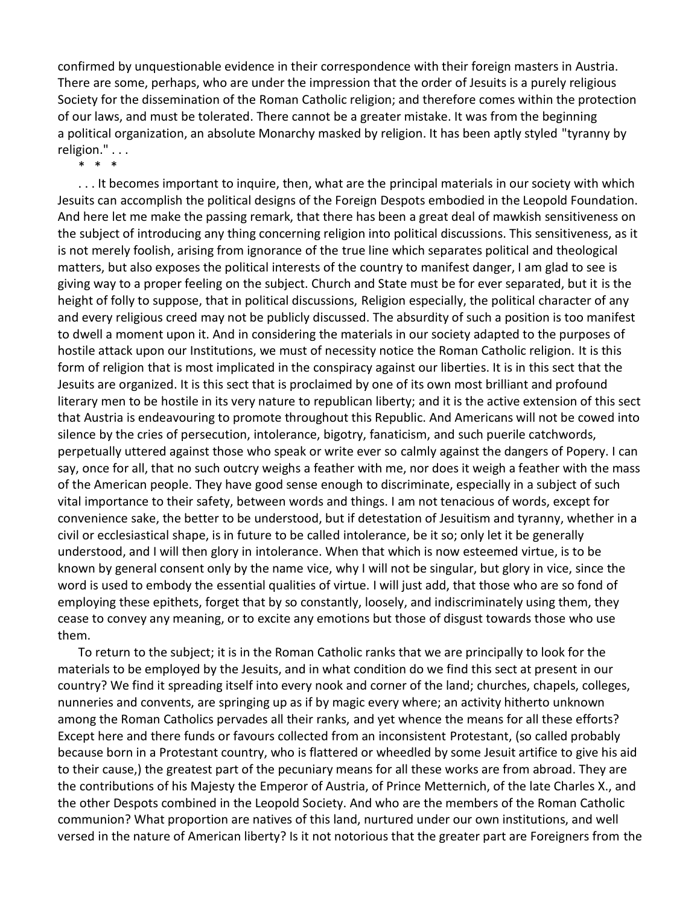confirmed by unquestionable evidence in their correspondence with their foreign masters in Austria. There are some, perhaps, who are under the impression that the order of Jesuits is a purely religious Society for the dissemination of the Roman Catholic religion; and therefore comes within the protection of our laws, and must be tolerated. There cannot be a greater mistake. It was from the beginning a political organization, an absolute Monarchy masked by religion. It has been aptly styled "tyranny by religion." . . .

\* \* \*

. . . It becomes important to inquire, then, what are the principal materials in our society with which Jesuits can accomplish the political designs of the Foreign Despots embodied in the Leopold Foundation. And here let me make the passing remark, that there has been a great deal of mawkish sensitiveness on the subject of introducing any thing concerning religion into political discussions. This sensitiveness, as it is not merely foolish, arising from ignorance of the true line which separates political and theological matters, but also exposes the political interests of the country to manifest danger, I am glad to see is giving way to a proper feeling on the subject. Church and State must be for ever separated, but it is the height of folly to suppose, that in political discussions, Religion especially, the political character of any and every religious creed may not be publicly discussed. The absurdity of such a position is too manifest to dwell a moment upon it. And in considering the materials in our society adapted to the purposes of hostile attack upon our Institutions, we must of necessity notice the Roman Catholic religion. It is this form of religion that is most implicated in the conspiracy against our liberties. It is in this sect that the Jesuits are organized. It is this sect that is proclaimed by one of its own most brilliant and profound literary men to be hostile in its very nature to republican liberty; and it is the active extension of this sect that Austria is endeavouring to promote throughout this Republic. And Americans will not be cowed into silence by the cries of persecution, intolerance, bigotry, fanaticism, and such puerile catchwords, perpetually uttered against those who speak or write ever so calmly against the dangers of Popery. I can say, once for all, that no such outcry weighs a feather with me, nor does it weigh a feather with the mass of the American people. They have good sense enough to discriminate, especially in a subject of such vital importance to their safety, between words and things. I am not tenacious of words, except for convenience sake, the better to be understood, but if detestation of Jesuitism and tyranny, whether in a civil or ecclesiastical shape, is in future to be called intolerance, be it so; only let it be generally understood, and I will then glory in intolerance. When that which is now esteemed virtue, is to be known by general consent only by the name vice, why I will not be singular, but glory in vice, since the word is used to embody the essential qualities of virtue. I will just add, that those who are so fond of employing these epithets, forget that by so constantly, loosely, and indiscriminately using them, they cease to convey any meaning, or to excite any emotions but those of disgust towards those who use them.

To return to the subject; it is in the Roman Catholic ranks that we are principally to look for the materials to be employed by the Jesuits, and in what condition do we find this sect at present in our country? We find it spreading itself into every nook and corner of the land; churches, chapels, colleges, nunneries and convents, are springing up as if by magic every where; an activity hitherto unknown among the Roman Catholics pervades all their ranks, and yet whence the means for all these efforts? Except here and there funds or favours collected from an inconsistent Protestant, (so called probably because born in a Protestant country, who is flattered or wheedled by some Jesuit artifice to give his aid to their cause,) the greatest part of the pecuniary means for all these works are from abroad. They are the contributions of his Majesty the Emperor of Austria, of Prince Metternich, of the late Charles X., and the other Despots combined in the Leopold Society. And who are the members of the Roman Catholic communion? What proportion are natives of this land, nurtured under our own institutions, and well versed in the nature of American liberty? Is it not notorious that the greater part are Foreigners from the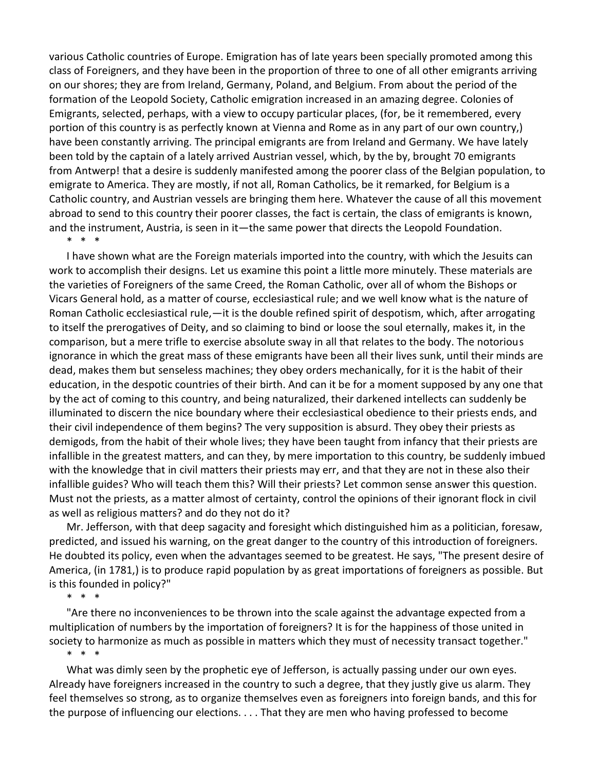various Catholic countries of Europe. Emigration has of late years been specially promoted among this class of Foreigners, and they have been in the proportion of three to one of all other emigrants arriving on our shores; they are from Ireland, Germany, Poland, and Belgium. From about the period of the formation of the Leopold Society, Catholic emigration increased in an amazing degree. Colonies of Emigrants, selected, perhaps, with a view to occupy particular places, (for, be it remembered, every portion of this country is as perfectly known at Vienna and Rome as in any part of our own country,) have been constantly arriving. The principal emigrants are from Ireland and Germany. We have lately been told by the captain of a lately arrived Austrian vessel, which, by the by, brought 70 emigrants from Antwerp! that a desire is suddenly manifested among the poorer class of the Belgian population, to emigrate to America. They are mostly, if not all, Roman Catholics, be it remarked, for Belgium is a Catholic country, and Austrian vessels are bringing them here. Whatever the cause of all this movement abroad to send to this country their poorer classes, the fact is certain, the class of emigrants is known, and the instrument, Austria, is seen in it—the same power that directs the Leopold Foundation.

\* \* \*

I have shown what are the Foreign materials imported into the country, with which the Jesuits can work to accomplish their designs. Let us examine this point a little more minutely. These materials are the varieties of Foreigners of the same Creed, the Roman Catholic, over all of whom the Bishops or Vicars General hold, as a matter of course, ecclesiastical rule; and we well know what is the nature of Roman Catholic ecclesiastical rule,—it is the double refined spirit of despotism, which, after arrogating to itself the prerogatives of Deity, and so claiming to bind or loose the soul eternally, makes it, in the comparison, but a mere trifle to exercise absolute sway in all that relates to the body. The notorious ignorance in which the great mass of these emigrants have been all their lives sunk, until their minds are dead, makes them but senseless machines; they obey orders mechanically, for it is the habit of their education, in the despotic countries of their birth. And can it be for a moment supposed by any one that by the act of coming to this country, and being naturalized, their darkened intellects can suddenly be illuminated to discern the nice boundary where their ecclesiastical obedience to their priests ends, and their civil independence of them begins? The very supposition is absurd. They obey their priests as demigods, from the habit of their whole lives; they have been taught from infancy that their priests are infallible in the greatest matters, and can they, by mere importation to this country, be suddenly imbued with the knowledge that in civil matters their priests may err, and that they are not in these also their infallible guides? Who will teach them this? Will their priests? Let common sense answer this question. Must not the priests, as a matter almost of certainty, control the opinions of their ignorant flock in civil as well as religious matters? and do they not do it?

Mr. Jefferson, with that deep sagacity and foresight which distinguished him as a politician, foresaw, predicted, and issued his warning, on the great danger to the country of this introduction of foreigners. He doubted its policy, even when the advantages seemed to be greatest. He says, "The present desire of America, (in 1781,) is to produce rapid population by as great importations of foreigners as possible. But is this founded in policy?"

\* \* \*

"Are there no inconveniences to be thrown into the scale against the advantage expected from a multiplication of numbers by the importation of foreigners? It is for the happiness of those united in society to harmonize as much as possible in matters which they must of necessity transact together."

\* \* \*

What was dimly seen by the prophetic eye of Jefferson, is actually passing under our own eyes. Already have foreigners increased in the country to such a degree, that they justly give us alarm. They feel themselves so strong, as to organize themselves even as foreigners into foreign bands, and this for the purpose of influencing our elections. . . . That they are men who having professed to become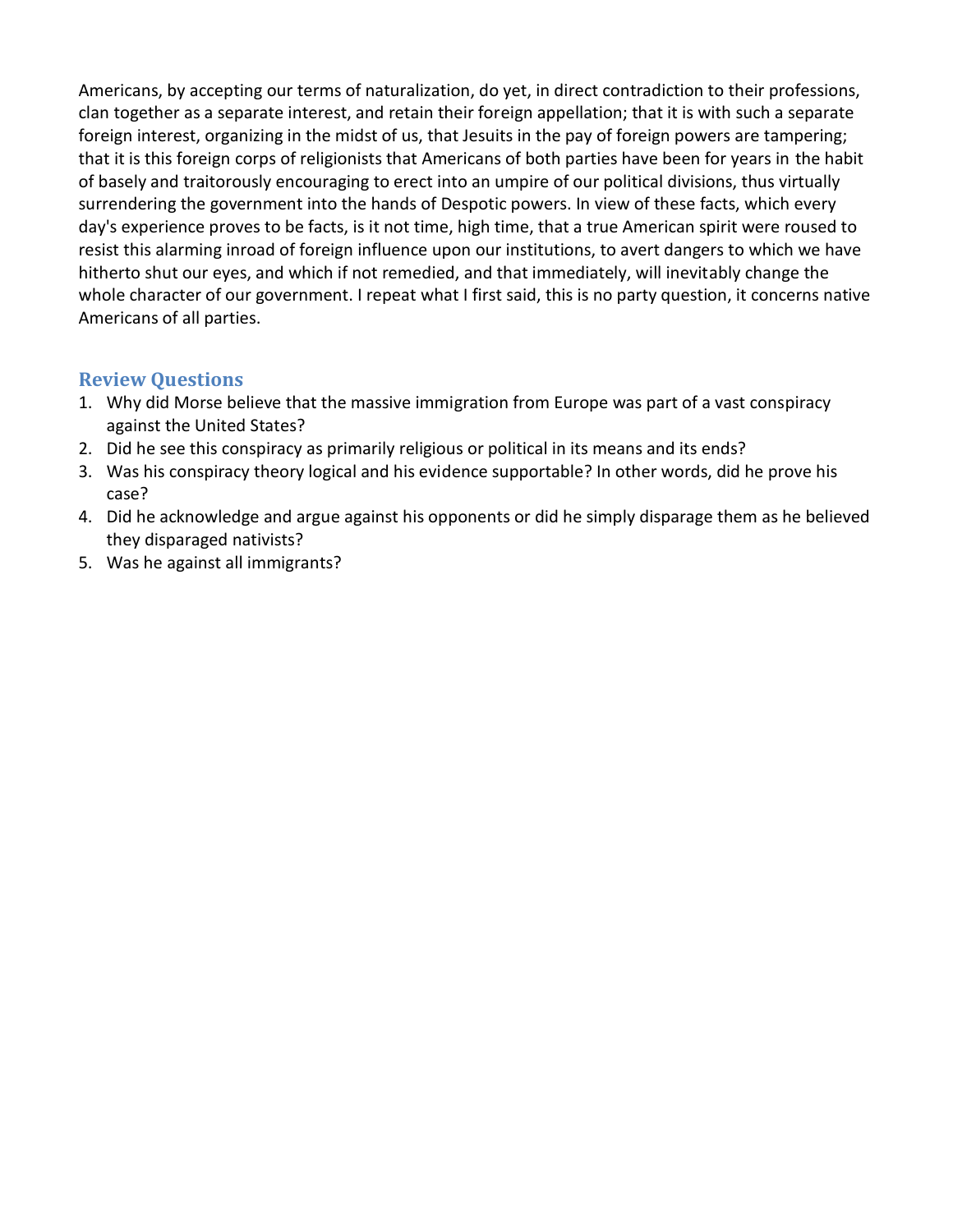Americans, by accepting our terms of naturalization, do yet, in direct contradiction to their professions, clan together as a separate interest, and retain their foreign appellation; that it is with such a separate foreign interest, organizing in the midst of us, that Jesuits in the pay of foreign powers are tampering; that it is this foreign corps of religionists that Americans of both parties have been for years in the habit of basely and traitorously encouraging to erect into an umpire of our political divisions, thus virtually surrendering the government into the hands of Despotic powers. In view of these facts, which every day's experience proves to be facts, is it not time, high time, that a true American spirit were roused to resist this alarming inroad of foreign influence upon our institutions, to avert dangers to which we have hitherto shut our eyes, and which if not remedied, and that immediately, will inevitably change the whole character of our government. I repeat what I first said, this is no party question, it concerns native Americans of all parties.

## Review Questions

1. Why did Morse believe that the massive immigration from Europe was part of a vast conspiracy against the United States?
2. Did he see this conspiracy as primarily religious or political in its means and its ends?
3. Was his conspiracy theory logical and his evidence supportable? In other words, did he prove his case?
4. Did he acknowledge and argue against his opponents or did he simply disparage them as he believed they disparaged nativists?
5. Was he against all immigrants?